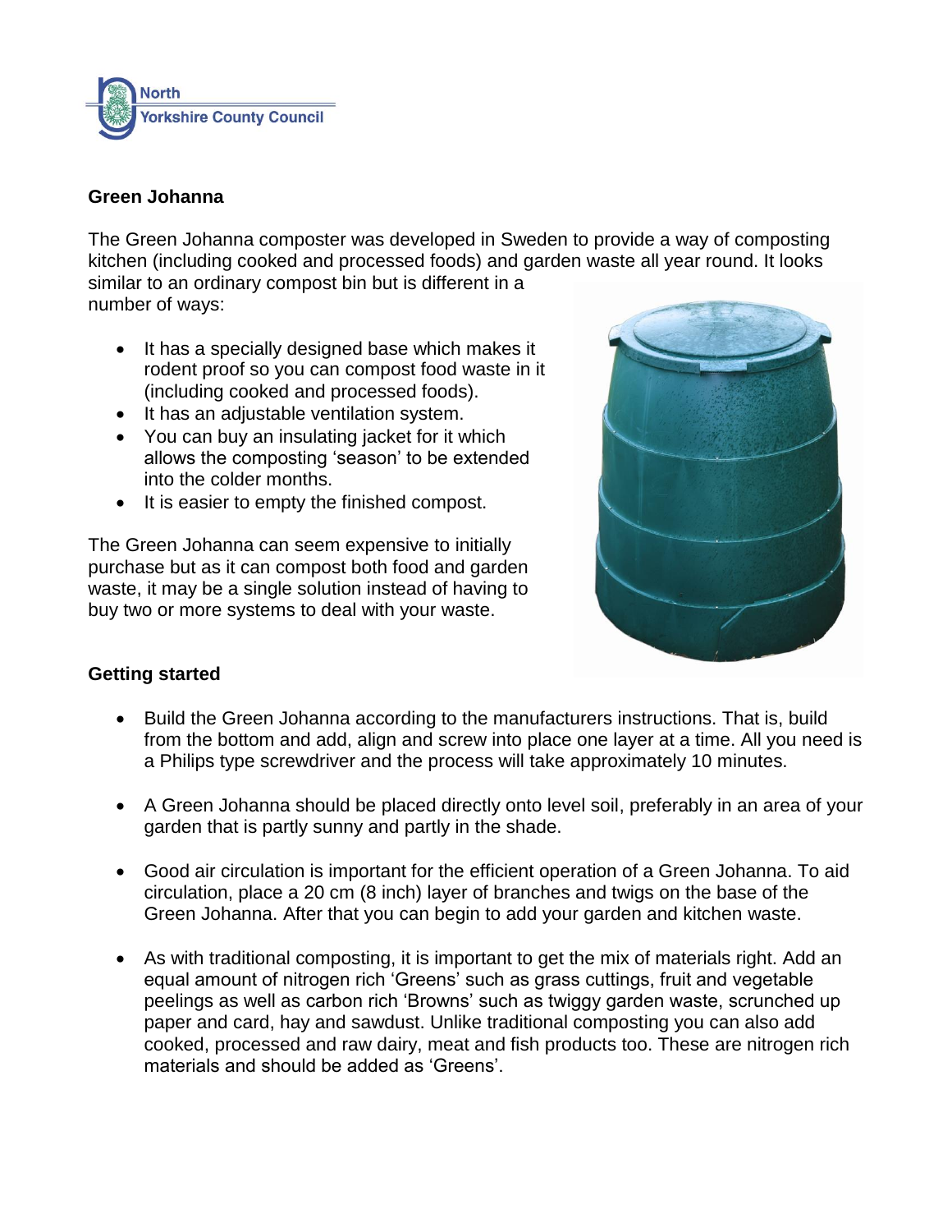# Green Johanna

The Green Johanna composter was developed in Sweden to provide a way of composting kitchen (including cooked and processed foods) and garden waste all year round. It looks similar to an ordinary compost bin but is different in a number of ways:

- It has a specially designed base which makes it rodent proof so you can compost food waste in it (including cooked and processed foods).
- It has an adjustable ventilation system.
- You can buy an insulating jacket for it which allows the composting 'season' to be extended into the colder months.
- It is easier to empty the finished compost.

The Green Johanna can seem expensive to initially purchase but as it can compost both food and garden waste, it may be a single solution instead of having to buy two or more systems to deal with your waste.

## Getting started

- Build the Green Johanna according to the manufacturers instructions. That is, build from the bottom and add, align and screw into place one layer at a time. All you need is a Philips type screwdriver and the process will take approximately 10 minutes.
- A Green Johanna should be placed directly onto level soil, preferably in an area of your garden that is partly sunny and partly in the shade.
- Good air circulation is important for the efficient operation of a Green Johanna. To aid circulation, place a 20 cm (8 inch) layer of branches and twigs on the base of the Green Johanna. After that you can begin to add your garden and kitchen waste.
- As with traditional composting, it is important to get the mix of materials right. Add an equal amount of nitrogen rich 'Greens' such as grass cuttings, fruit and vegetable peelings as well as carbon rich 'Browns' such as twiggy garden waste, scrunched up paper and card, hay and sawdust. Unlike traditional composting you can also add cooked, processed and raw dairy, meat and fish products too. These are nitrogen rich materials and should be added as 'Greens'.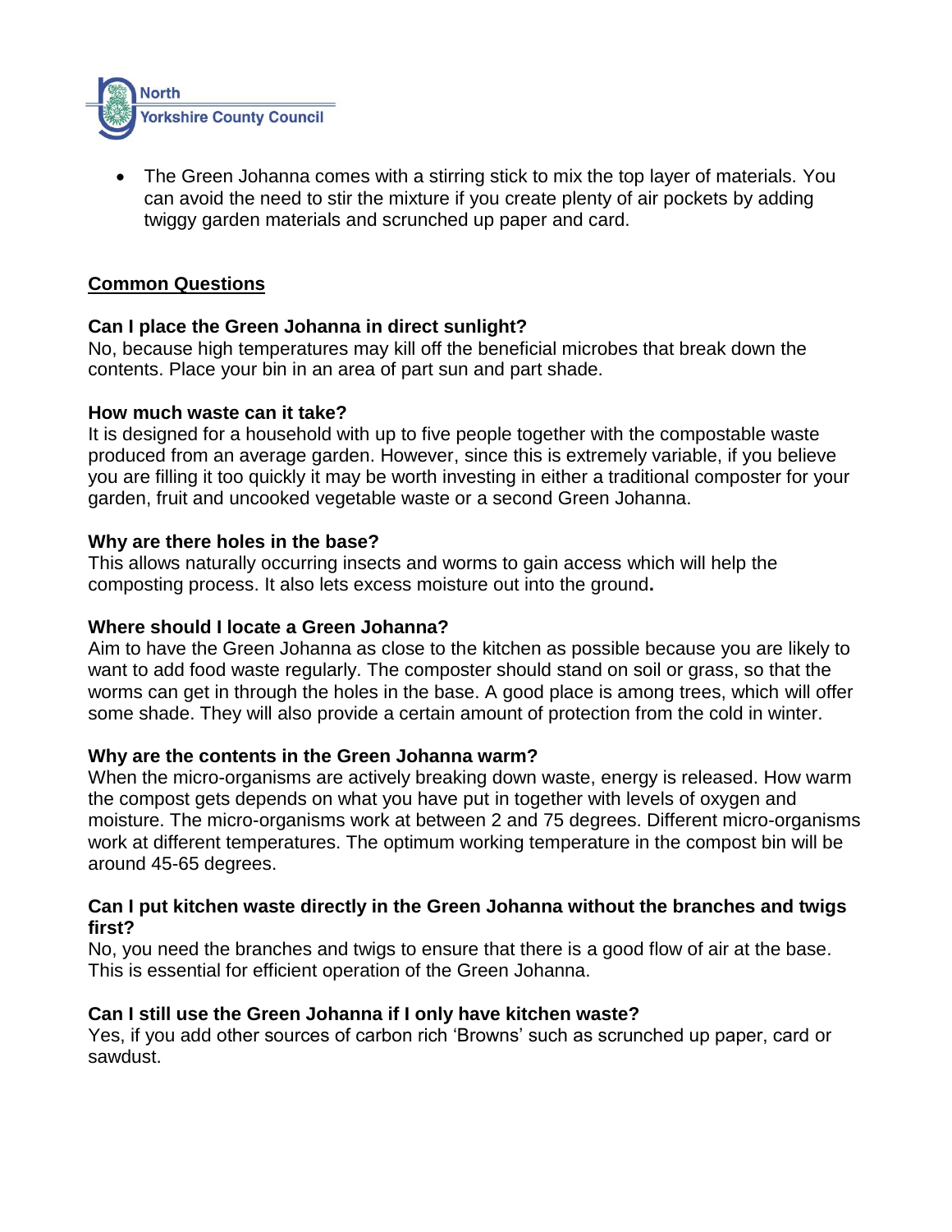- The Green Johanna comes with a stirring stick to mix the top layer of materials. You can avoid the need to stir the mixture if you create plenty of air pockets by adding twiggy garden materials and scrunched up paper and card.

## Common Questions

**Can I place the Green Johanna in direct sunlight?**
No, because high temperatures may kill off the beneficial microbes that break down the contents. Place your bin in an area of part sun and part shade.

**How much waste can it take?**
It is designed for a household with up to five people together with the compostable waste produced from an average garden. However, since this is extremely variable, if you believe you are filling it too quickly it may be worth investing in either a traditional composter for your garden, fruit and uncooked vegetable waste or a second Green Johanna.

**Why are there holes in the base?**
This allows naturally occurring insects and worms to gain access which will help the composting process. It also lets excess moisture out into the ground**.**

**Where should I locate a Green Johanna?**
Aim to have the Green Johanna as close to the kitchen as possible because you are likely to want to add food waste regularly. The composter should stand on soil or grass, so that the worms can get in through the holes in the base. A good place is among trees, which will offer some shade. They will also provide a certain amount of protection from the cold in winter.

**Why are the contents in the Green Johanna warm?**
When the micro-organisms are actively breaking down waste, energy is released. How warm the compost gets depends on what you have put in together with levels of oxygen and moisture. The micro-organisms work at between 2 and 75 degrees. Different micro-organisms work at different temperatures. The optimum working temperature in the compost bin will be around 45-65 degrees.

**Can I put kitchen waste directly in the Green Johanna without the branches and twigs first?**
No, you need the branches and twigs to ensure that there is a good flow of air at the base. This is essential for efficient operation of the Green Johanna.

**Can I still use the Green Johanna if I only have kitchen waste?**
Yes, if you add other sources of carbon rich 'Browns' such as scrunched up paper, card or sawdust.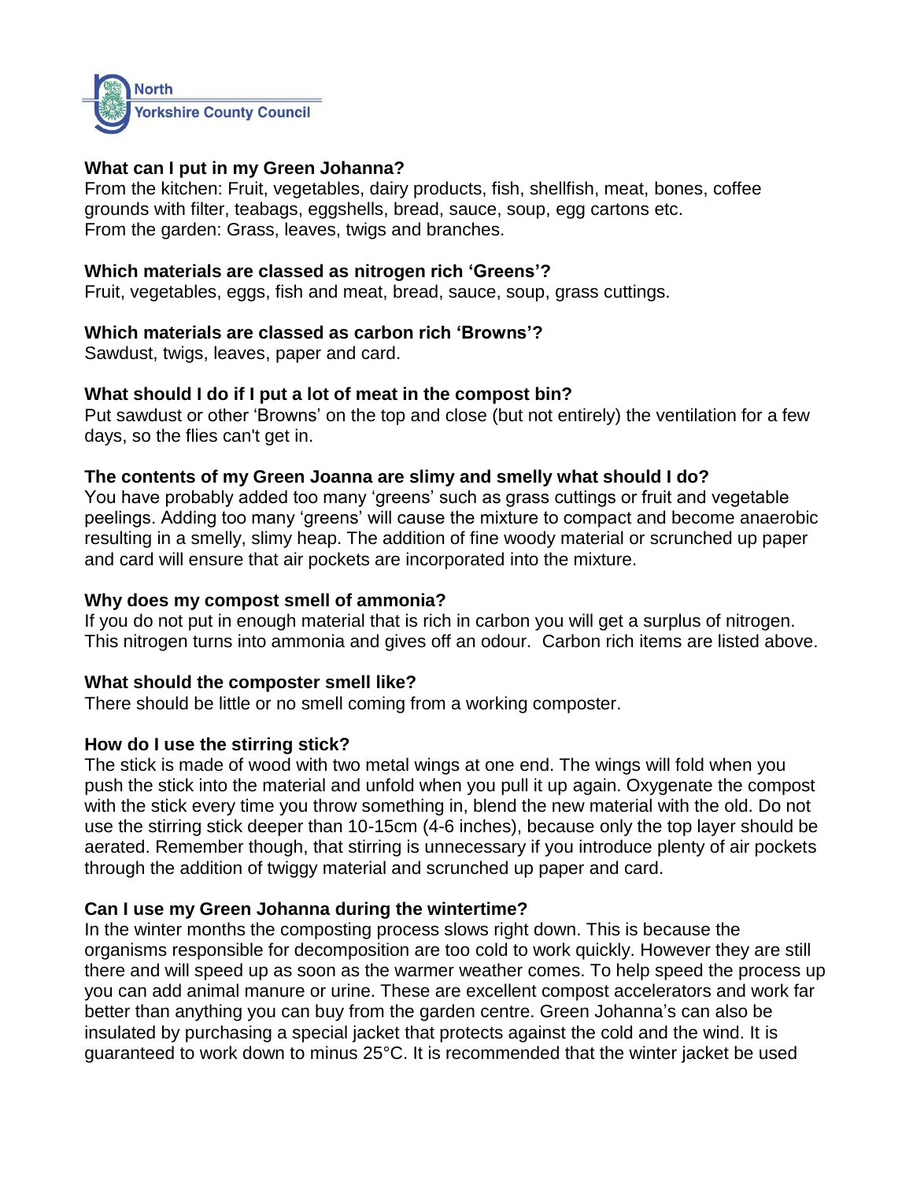### What can I put in my Green Johanna?

From the kitchen: Fruit, vegetables, dairy products, fish, shellfish, meat, bones, coffee grounds with filter, teabags, eggshells, bread, sauce, soup, egg cartons etc.
From the garden: Grass, leaves, twigs and branches.

### Which materials are classed as nitrogen rich 'Greens'?

Fruit, vegetables, eggs, fish and meat, bread, sauce, soup, grass cuttings.

### Which materials are classed as carbon rich 'Browns'?

Sawdust, twigs, leaves, paper and card.

### What should I do if I put a lot of meat in the compost bin?

Put sawdust or other 'Browns' on the top and close (but not entirely) the ventilation for a few days, so the flies can't get in.

### The contents of my Green Joanna are slimy and smelly what should I do?

You have probably added too many 'greens' such as grass cuttings or fruit and vegetable peelings. Adding too many 'greens' will cause the mixture to compact and become anaerobic resulting in a smelly, slimy heap. The addition of fine woody material or scrunched up paper and card will ensure that air pockets are incorporated into the mixture.

### Why does my compost smell of ammonia?

If you do not put in enough material that is rich in carbon you will get a surplus of nitrogen. This nitrogen turns into ammonia and gives off an odour. Carbon rich items are listed above.

### What should the composter smell like?

There should be little or no smell coming from a working composter.

### How do I use the stirring stick?

The stick is made of wood with two metal wings at one end. The wings will fold when you push the stick into the material and unfold when you pull it up again. Oxygenate the compost with the stick every time you throw something in, blend the new material with the old. Do not use the stirring stick deeper than 10-15cm (4-6 inches), because only the top layer should be aerated. Remember though, that stirring is unnecessary if you introduce plenty of air pockets through the addition of twiggy material and scrunched up paper and card.

### Can I use my Green Johanna during the wintertime?

In the winter months the composting process slows right down. This is because the organisms responsible for decomposition are too cold to work quickly. However they are still there and will speed up as soon as the warmer weather comes. To help speed the process up you can add animal manure or urine. These are excellent compost accelerators and work far better than anything you can buy from the garden centre. Green Johanna's can also be insulated by purchasing a special jacket that protects against the cold and the wind. It is guaranteed to work down to minus 25°C. It is recommended that the winter jacket be used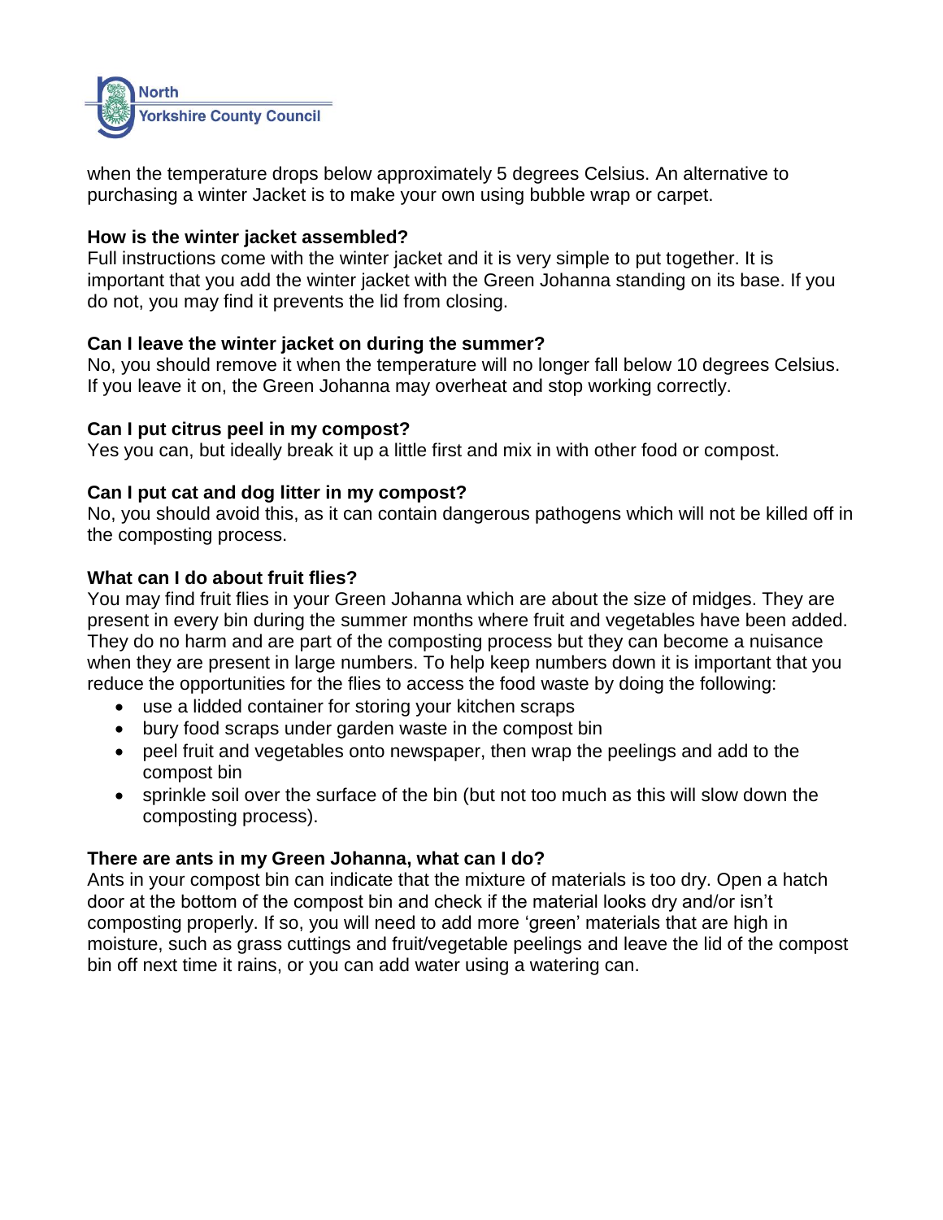when the temperature drops below approximately 5 degrees Celsius. An alternative to purchasing a winter Jacket is to make your own using bubble wrap or carpet.

**How is the winter jacket assembled?**

Full instructions come with the winter jacket and it is very simple to put together. It is important that you add the winter jacket with the Green Johanna standing on its base. If you do not, you may find it prevents the lid from closing.

**Can I leave the winter jacket on during the summer?**

No, you should remove it when the temperature will no longer fall below 10 degrees Celsius. If you leave it on, the Green Johanna may overheat and stop working correctly.

**Can I put citrus peel in my compost?**

Yes you can, but ideally break it up a little first and mix in with other food or compost.

**Can I put cat and dog litter in my compost?**

No, you should avoid this, as it can contain dangerous pathogens which will not be killed off in the composting process.

**What can I do about fruit flies?**

You may find fruit flies in your Green Johanna which are about the size of midges. They are present in every bin during the summer months where fruit and vegetables have been added. They do no harm and are part of the composting process but they can become a nuisance when they are present in large numbers. To help keep numbers down it is important that you reduce the opportunities for the flies to access the food waste by doing the following:

- use a lidded container for storing your kitchen scraps
- bury food scraps under garden waste in the compost bin
- peel fruit and vegetables onto newspaper, then wrap the peelings and add to the compost bin
- sprinkle soil over the surface of the bin (but not too much as this will slow down the composting process).

**There are ants in my Green Johanna, what can I do?**

Ants in your compost bin can indicate that the mixture of materials is too dry. Open a hatch door at the bottom of the compost bin and check if the material looks dry and/or isn't composting properly. If so, you will need to add more 'green' materials that are high in moisture, such as grass cuttings and fruit/vegetable peelings and leave the lid of the compost bin off next time it rains, or you can add water using a watering can.